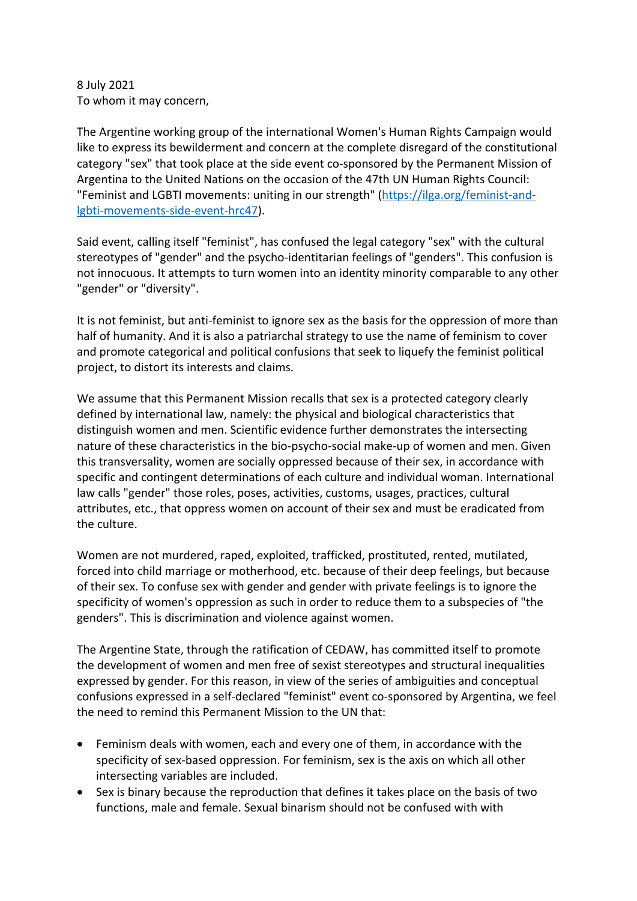8 July 2021
To whom it may concern,

The Argentine working group of the international Women's Human Rights Campaign would like to express its bewilderment and concern at the complete disregard of the constitutional category "sex" that took place at the side event co-sponsored by the Permanent Mission of Argentina to the United Nations on the occasion of the 47th UN Human Rights Council: "Feminist and LGBTI movements: uniting in our strength" (https://ilga.org/feminist-and-lgbti-movements-side-event-hrc47).

Said event, calling itself "feminist", has confused the legal category "sex" with the cultural stereotypes of "gender" and the psycho-identitarian feelings of "genders". This confusion is not innocuous. It attempts to turn women into an identity minority comparable to any other "gender" or "diversity".

It is not feminist, but anti-feminist to ignore sex as the basis for the oppression of more than half of humanity. And it is also a patriarchal strategy to use the name of feminism to cover and promote categorical and political confusions that seek to liquefy the feminist political project, to distort its interests and claims.

We assume that this Permanent Mission recalls that sex is a protected category clearly defined by international law, namely: the physical and biological characteristics that distinguish women and men. Scientific evidence further demonstrates the intersecting nature of these characteristics in the bio-psycho-social make-up of women and men. Given this transversality, women are socially oppressed because of their sex, in accordance with specific and contingent determinations of each culture and individual woman. International law calls "gender" those roles, poses, activities, customs, usages, practices, cultural attributes, etc., that oppress women on account of their sex and must be eradicated from the culture.

Women are not murdered, raped, exploited, trafficked, prostituted, rented, mutilated, forced into child marriage or motherhood, etc. because of their deep feelings, but because of their sex. To confuse sex with gender and gender with private feelings is to ignore the specificity of women's oppression as such in order to reduce them to a subspecies of "the genders". This is discrimination and violence against women.

The Argentine State, through the ratification of CEDAW, has committed itself to promote the development of women and men free of sexist stereotypes and structural inequalities expressed by gender. For this reason, in view of the series of ambiguities and conceptual confusions expressed in a self-declared "feminist" event co-sponsored by Argentina, we feel the need to remind this Permanent Mission to the UN that:

- Feminism deals with women, each and every one of them, in accordance with the specificity of sex-based oppression. For feminism, sex is the axis on which all other intersecting variables are included.
- Sex is binary because the reproduction that defines it takes place on the basis of two functions, male and female. Sexual binarism should not be confused with with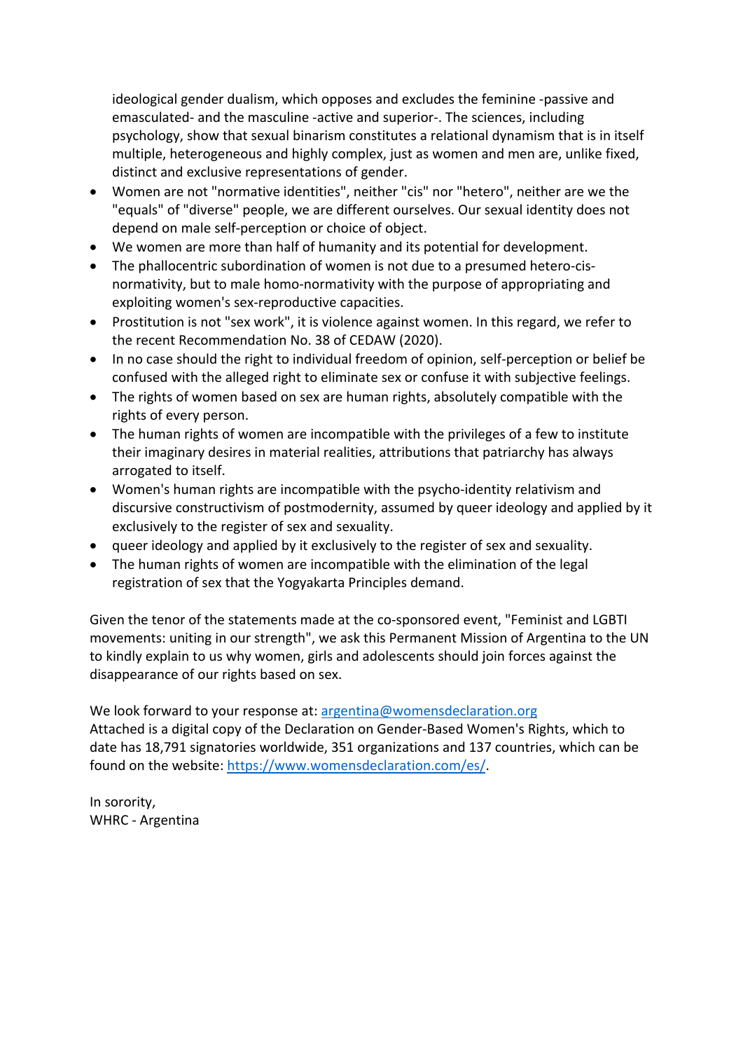ideological gender dualism, which opposes and excludes the feminine -passive and emasculated- and the masculine -active and superior-. The sciences, including psychology, show that sexual binarism constitutes a relational dynamism that is in itself multiple, heterogeneous and highly complex, just as women and men are, unlike fixed, distinct and exclusive representations of gender.

- Women are not "normative identities", neither "cis" nor "hetero", neither are we the "equals" of "diverse" people, we are different ourselves. Our sexual identity does not depend on male self-perception or choice of object.
- We women are more than half of humanity and its potential for development.
- The phallocentric subordination of women is not due to a presumed hetero-cis-normativity, but to male homo-normativity with the purpose of appropriating and exploiting women's sex-reproductive capacities.
- Prostitution is not "sex work", it is violence against women. In this regard, we refer to the recent Recommendation No. 38 of CEDAW (2020).
- In no case should the right to individual freedom of opinion, self-perception or belief be confused with the alleged right to eliminate sex or confuse it with subjective feelings.
- The rights of women based on sex are human rights, absolutely compatible with the rights of every person.
- The human rights of women are incompatible with the privileges of a few to institute their imaginary desires in material realities, attributions that patriarchy has always arrogated to itself.
- Women's human rights are incompatible with the psycho-identity relativism and discursive constructivism of postmodernity, assumed by queer ideology and applied by it exclusively to the register of sex and sexuality.
- queer ideology and applied by it exclusively to the register of sex and sexuality.
- The human rights of women are incompatible with the elimination of the legal registration of sex that the Yogyakarta Principles demand.

Given the tenor of the statements made at the co-sponsored event, "Feminist and LGBTI movements: uniting in our strength", we ask this Permanent Mission of Argentina to the UN to kindly explain to us why women, girls and adolescents should join forces against the disappearance of our rights based on sex.

We look forward to your response at: argentina@womensdeclaration.org
Attached is a digital copy of the Declaration on Gender-Based Women's Rights, which to date has 18,791 signatories worldwide, 351 organizations and 137 countries, which can be found on the website: https://www.womensdeclaration.com/es/.

In sorority,
WHRC - Argentina